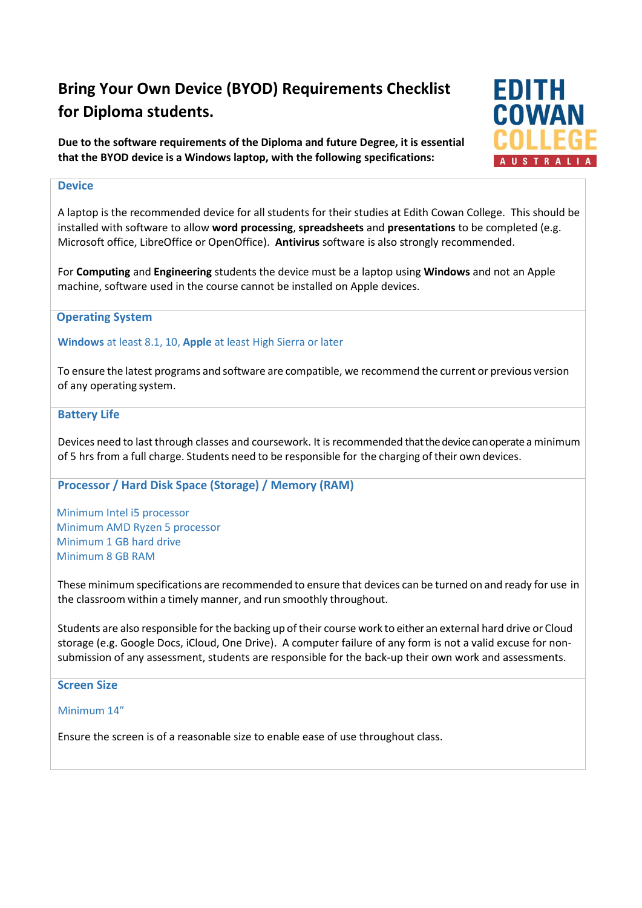# Bring Your Own Device (BYOD) Requirements Checklist for Diploma students.

**Due to the software requirements of the Diploma and future Degree, it is essential that the BYOD device is a Windows laptop, with the following specifications:**

EDITH COWAN COLLEGE AUSTRALIA

## Device

A laptop is the recommended device for all students for their studies at Edith Cowan College. This should be installed with software to allow **word processing**, **spreadsheets** and **presentations** to be completed (e.g. Microsoft office, LibreOffice or OpenOffice). **Antivirus** software is also strongly recommended.

For **Computing** and **Engineering** students the device must be a laptop using **Windows** and not an Apple machine, software used in the course cannot be installed on Apple devices.

## Operating System

**Windows** at least 8.1, 10, **Apple** at least High Sierra or later

To ensure the latest programs and software are compatible, we recommend the current or previous version of any operating system.

## Battery Life

Devices need to last through classes and coursework. It is recommended that the device can operate a minimum of 5 hrs from a full charge. Students need to be responsible for the charging of their own devices.

## Processor / Hard Disk Space (Storage) / Memory (RAM)

Minimum Intel i5 processor
Minimum AMD Ryzen 5 processor
Minimum 1 GB hard drive
Minimum 8 GB RAM

These minimum specifications are recommended to ensure that devices can be turned on and ready for use in the classroom within a timely manner, and run smoothly throughout.

Students are also responsible for the backing up of their course work to either an external hard drive or Cloud storage (e.g. Google Docs, iCloud, One Drive). A computer failure of any form is not a valid excuse for non-submission of any assessment, students are responsible for the back-up their own work and assessments.

## Screen Size

Minimum 14”

Ensure the screen is of a reasonable size to enable ease of use throughout class.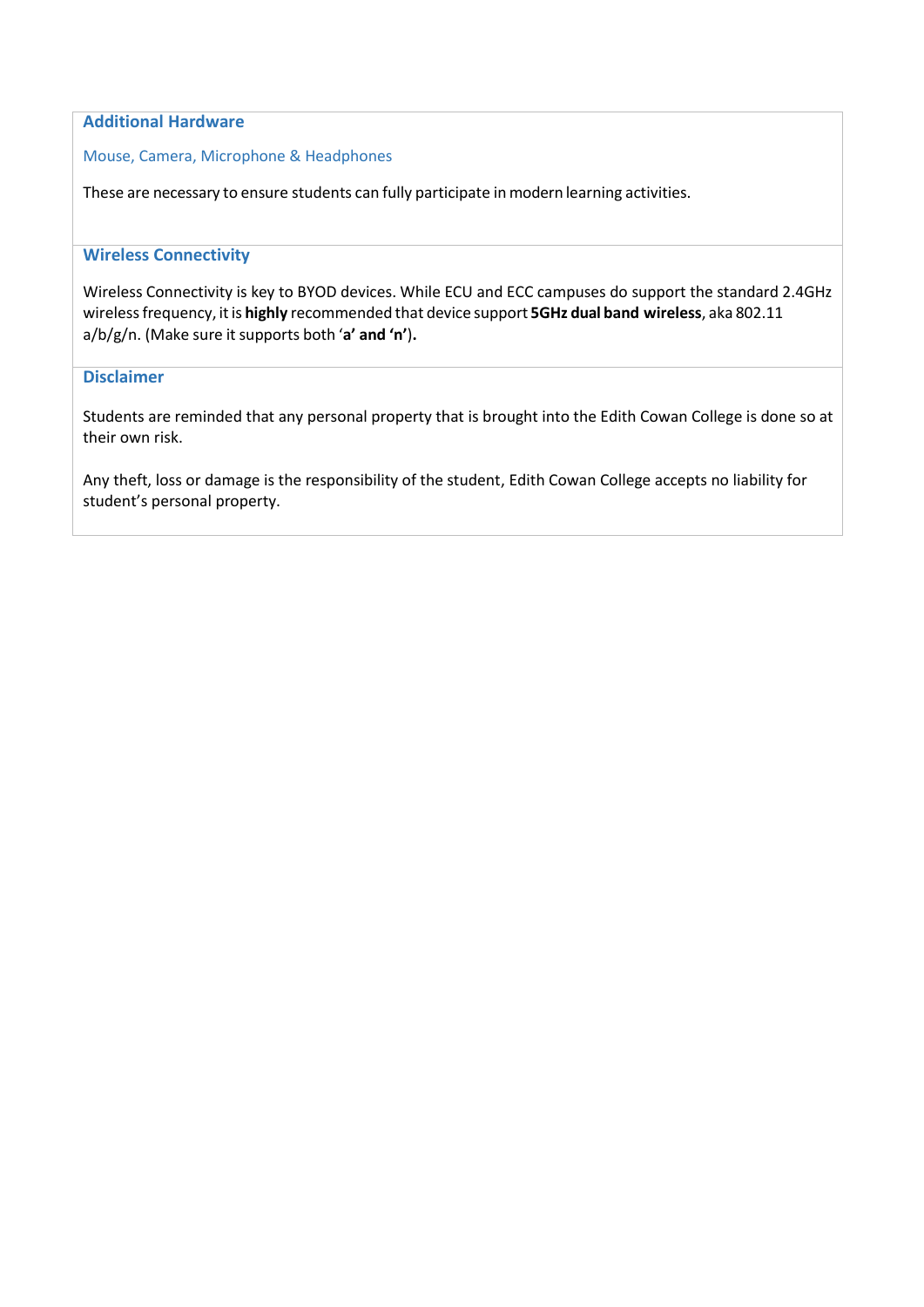## Additional Hardware

### Mouse, Camera, Microphone & Headphones

These are necessary to ensure students can fully participate in modern learning activities.

## Wireless Connectivity

Wireless Connectivity is key to BYOD devices. While ECU and ECC campuses do support the standard 2.4GHz wireless frequency, it is **highly** recommended that device support **5GHz dual band wireless**, aka 802.11 a/b/g/n. (Make sure it supports both '**a' and 'n'**)**.**

## Disclaimer

Students are reminded that any personal property that is brought into the Edith Cowan College is done so at their own risk.

Any theft, loss or damage is the responsibility of the student, Edith Cowan College accepts no liability for student's personal property.